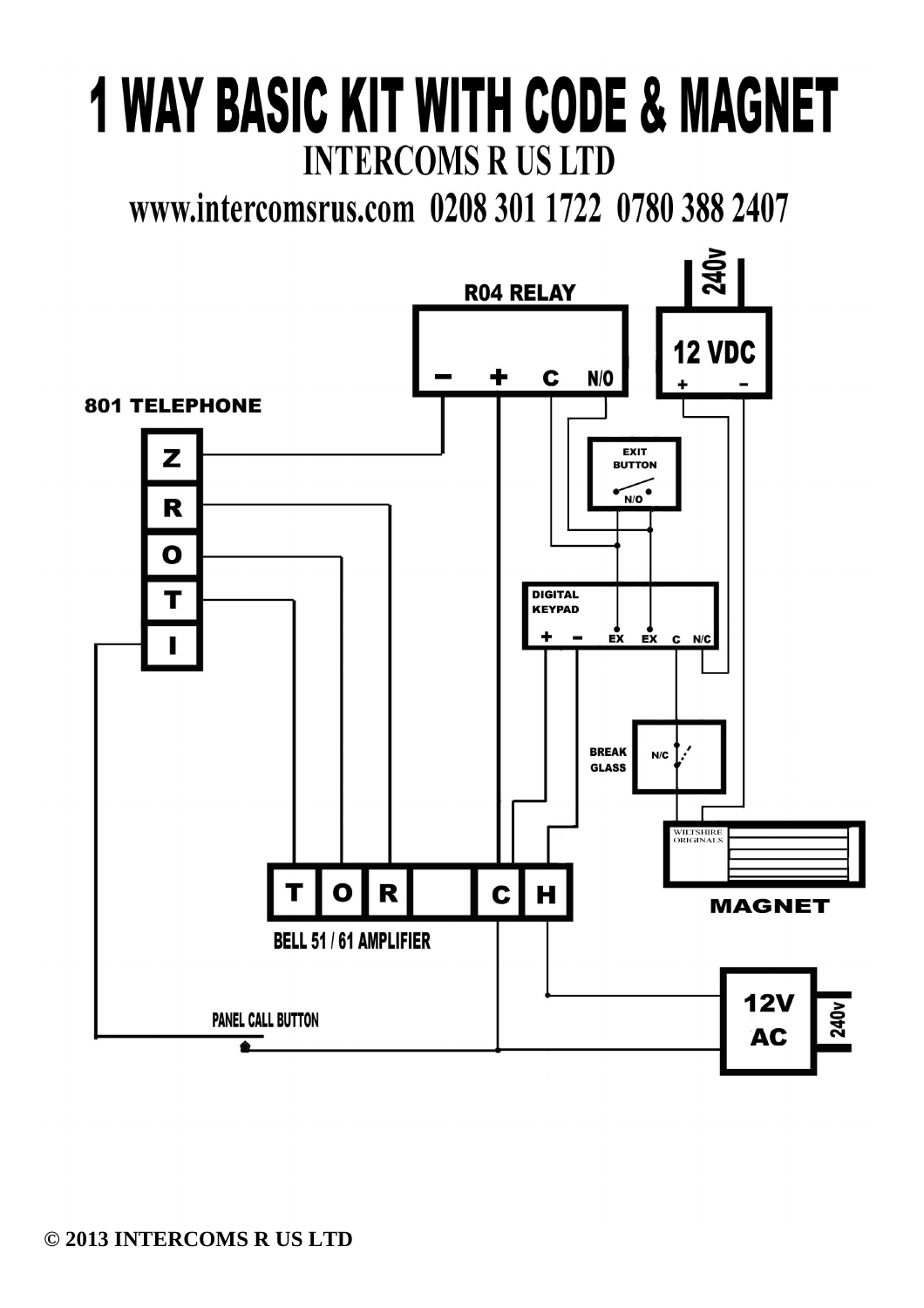# 1 WAY BASIC KIT WITH CODE & MAGNET

## INTERCOMS R US LTD

## www.intercomsrus.com 0208 301 1722 0780 388 2407

R04 RELAY

− + C N/O

240v

12 VDC

+ −

801 TELEPHONE

Z

R

O

T

I

EXIT BUTTON

N/O

DIGITAL KEYPAD

+ − EX EX C N/C

BREAK GLASS

N/C

WILTSHIRE ORIGINALS

MAGNET

T O R C H

BELL 51 / 61 AMPLIFIER

PANEL CALL BUTTON

12V AC

240v

© 2013 INTERCOMS R US LTD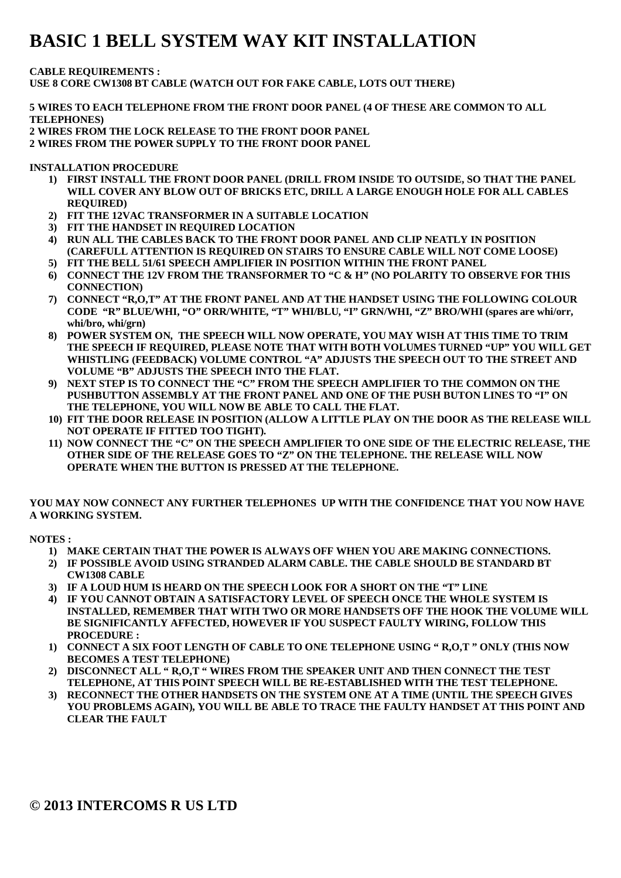# BASIC 1 BELL SYSTEM WAY KIT INSTALLATION

**CABLE REQUIREMENTS :**
**USE 8 CORE CW1308 BT CABLE (WATCH OUT FOR FAKE CABLE, LOTS OUT THERE)**

**5 WIRES TO EACH TELEPHONE FROM THE FRONT DOOR PANEL (4 OF THESE ARE COMMON TO ALL TELEPHONES)**
**2 WIRES FROM THE LOCK RELEASE TO THE FRONT DOOR PANEL**
**2 WIRES FROM THE POWER SUPPLY TO THE FRONT DOOR PANEL**

**INSTALLATION PROCEDURE**

1) **FIRST INSTALL THE FRONT DOOR PANEL (DRILL FROM INSIDE TO OUTSIDE, SO THAT THE PANEL WILL COVER ANY BLOW OUT OF BRICKS ETC, DRILL A LARGE ENOUGH HOLE FOR ALL CABLES REQUIRED)**
2) **FIT THE 12VAC TRANSFORMER IN A SUITABLE LOCATION**
3) **FIT THE HANDSET IN REQUIRED LOCATION**
4) **RUN ALL THE CABLES BACK TO THE FRONT DOOR PANEL AND CLIP NEATLY IN POSITION (CAREFULL ATTENTION IS REQUIRED ON STAIRS TO ENSURE CABLE WILL NOT COME LOOSE)**
5) **FIT THE BELL 51/61 SPEECH AMPLIFIER IN POSITION WITHIN THE FRONT PANEL**
6) **CONNECT THE 12V FROM THE TRANSFORMER TO "C & H" (NO POLARITY TO OBSERVE FOR THIS CONNECTION)**
7) **CONNECT "R,O,T" AT THE FRONT PANEL AND AT THE HANDSET USING THE FOLLOWING COLOUR CODE "R" BLUE/WHI, "O" ORR/WHITE, "T" WHI/BLU, "I" GRN/WHI, "Z" BRO/WHI (spares are whi/orr, whi/bro, whi/grn)**
8) **POWER SYSTEM ON, THE SPEECH WILL NOW OPERATE, YOU MAY WISH AT THIS TIME TO TRIM THE SPEECH IF REQUIRED, PLEASE NOTE THAT WITH BOTH VOLUMES TURNED "UP" YOU WILL GET WHISTLING (FEEDBACK) VOLUME CONTROL "A" ADJUSTS THE SPEECH OUT TO THE STREET AND VOLUME "B" ADJUSTS THE SPEECH INTO THE FLAT.**
9) **NEXT STEP IS TO CONNECT THE "C" FROM THE SPEECH AMPLIFIER TO THE COMMON ON THE PUSHBUTTON ASSEMBLY AT THE FRONT PANEL AND ONE OF THE PUSH BUTON LINES TO "I" ON THE TELEPHONE, YOU WILL NOW BE ABLE TO CALL THE FLAT.**
10) **FIT THE DOOR RELEASE IN POSITION (ALLOW A LITTLE PLAY ON THE DOOR AS THE RELEASE WILL NOT OPERATE IF FITTED TOO TIGHT).**
11) **NOW CONNECT THE "C" ON THE SPEECH AMPLIFIER TO ONE SIDE OF THE ELECTRIC RELEASE, THE OTHER SIDE OF THE RELEASE GOES TO "Z" ON THE TELEPHONE. THE RELEASE WILL NOW OPERATE WHEN THE BUTTON IS PRESSED AT THE TELEPHONE.**

**YOU MAY NOW CONNECT ANY FURTHER TELEPHONES UP WITH THE CONFIDENCE THAT YOU NOW HAVE A WORKING SYSTEM.**

**NOTES :**

1) **MAKE CERTAIN THAT THE POWER IS ALWAYS OFF WHEN YOU ARE MAKING CONNECTIONS.**
2) **IF POSSIBLE AVOID USING STRANDED ALARM CABLE. THE CABLE SHOULD BE STANDARD BT CW1308 CABLE**
3) **IF A LOUD HUM IS HEARD ON THE SPEECH LOOK FOR A SHORT ON THE "T" LINE**
4) **IF YOU CANNOT OBTAIN A SATISFACTORY LEVEL OF SPEECH ONCE THE WHOLE SYSTEM IS INSTALLED, REMEMBER THAT WITH TWO OR MORE HANDSETS OFF THE HOOK THE VOLUME WILL BE SIGNIFICANTLY AFFECTED, HOWEVER IF YOU SUSPECT FAULTY WIRING, FOLLOW THIS PROCEDURE :**

1) **CONNECT A SIX FOOT LENGTH OF CABLE TO ONE TELEPHONE USING " R,O,T " ONLY (THIS NOW BECOMES A TEST TELEPHONE)**
2) **DISCONNECT ALL " R,O,T " WIRES FROM THE SPEAKER UNIT AND THEN CONNECT THE TEST TELEPHONE, AT THIS POINT SPEECH WILL BE RE-ESTABLISHED WITH THE TEST TELEPHONE.**
3) **RECONNECT THE OTHER HANDSETS ON THE SYSTEM ONE AT A TIME (UNTIL THE SPEECH GIVES YOU PROBLEMS AGAIN), YOU WILL BE ABLE TO TRACE THE FAULTY HANDSET AT THIS POINT AND CLEAR THE FAULT**

## © 2013 INTERCOMS R US LTD